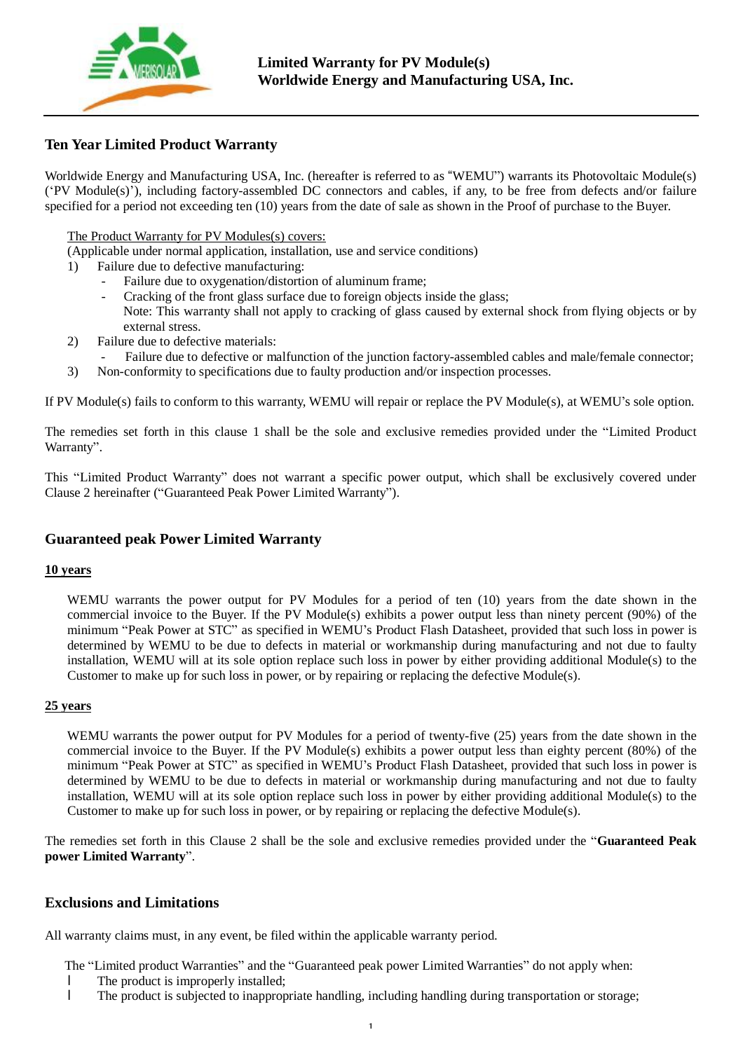**Limited Warranty for PV Module(s)**
**Worldwide Energy and Manufacturing USA, Inc.**

## Ten Year Limited Product Warranty

Worldwide Energy and Manufacturing USA, Inc. (hereafter is referred to as "WEMU") warrants its Photovoltaic Module(s) ('PV Module(s)'), including factory-assembled DC connectors and cables, if any, to be free from defects and/or failure specified for a period not exceeding ten (10) years from the date of sale as shown in the Proof of purchase to the Buyer.

The Product Warranty for PV Modules(s) covers:
(Applicable under normal application, installation, use and service conditions)

1) Failure due to defective manufacturing:
   - Failure due to oxygenation/distortion of aluminum frame;
   - Cracking of the front glass surface due to foreign objects inside the glass;
     Note: This warranty shall not apply to cracking of glass caused by external shock from flying objects or by external stress.
2) Failure due to defective materials:
   - Failure due to defective or malfunction of the junction factory-assembled cables and male/female connector;
3) Non-conformity to specifications due to faulty production and/or inspection processes.

If PV Module(s) fails to conform to this warranty, WEMU will repair or replace the PV Module(s), at WEMU's sole option.

The remedies set forth in this clause 1 shall be the sole and exclusive remedies provided under the "Limited Product Warranty".

This "Limited Product Warranty" does not warrant a specific power output, which shall be exclusively covered under Clause 2 hereinafter ("Guaranteed Peak Power Limited Warranty").

## Guaranteed peak Power Limited Warranty

**10 years**

WEMU warrants the power output for PV Modules for a period of ten (10) years from the date shown in the commercial invoice to the Buyer. If the PV Module(s) exhibits a power output less than ninety percent (90%) of the minimum "Peak Power at STC" as specified in WEMU's Product Flash Datasheet, provided that such loss in power is determined by WEMU to be due to defects in material or workmanship during manufacturing and not due to faulty installation, WEMU will at its sole option replace such loss in power by either providing additional Module(s) to the Customer to make up for such loss in power, or by repairing or replacing the defective Module(s).

**25 years**

WEMU warrants the power output for PV Modules for a period of twenty-five (25) years from the date shown in the commercial invoice to the Buyer. If the PV Module(s) exhibits a power output less than eighty percent (80%) of the minimum "Peak Power at STC" as specified in WEMU's Product Flash Datasheet, provided that such loss in power is determined by WEMU to be due to defects in material or workmanship during manufacturing and not due to faulty installation, WEMU will at its sole option replace such loss in power by either providing additional Module(s) to the Customer to make up for such loss in power, or by repairing or replacing the defective Module(s).

The remedies set forth in this Clause 2 shall be the sole and exclusive remedies provided under the "**Guaranteed Peak power Limited Warranty**".

## Exclusions and Limitations

All warranty claims must, in any event, be filed within the applicable warranty period.

The "Limited product Warranties" and the "Guaranteed peak power Limited Warranties" do not apply when:

- The product is improperly installed;
- The product is subjected to inappropriate handling, including handling during transportation or storage;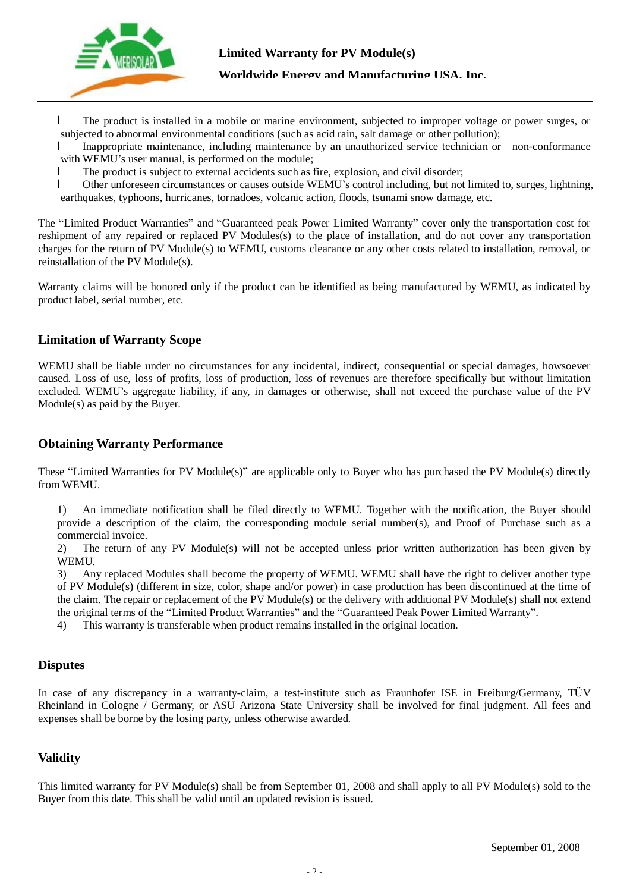- The product is installed in a mobile or marine environment, subjected to improper voltage or power surges, or subjected to abnormal environmental conditions (such as acid rain, salt damage or other pollution);
- Inappropriate maintenance, including maintenance by an unauthorized service technician or non-conformance with WEMU's user manual, is performed on the module;
- The product is subject to external accidents such as fire, explosion, and civil disorder;
- Other unforeseen circumstances or causes outside WEMU's control including, but not limited to, surges, lightning, earthquakes, typhoons, hurricanes, tornadoes, volcanic action, floods, tsunami snow damage, etc.

The "Limited Product Warranties" and "Guaranteed peak Power Limited Warranty" cover only the transportation cost for reshipment of any repaired or replaced PV Modules(s) to the place of installation, and do not cover any transportation charges for the return of PV Module(s) to WEMU, customs clearance or any other costs related to installation, removal, or reinstallation of the PV Module(s).

Warranty claims will be honored only if the product can be identified as being manufactured by WEMU, as indicated by product label, serial number, etc.

## Limitation of Warranty Scope

WEMU shall be liable under no circumstances for any incidental, indirect, consequential or special damages, howsoever caused. Loss of use, loss of profits, loss of production, loss of revenues are therefore specifically but without limitation excluded. WEMU's aggregate liability, if any, in damages or otherwise, shall not exceed the purchase value of the PV Module(s) as paid by the Buyer.

## Obtaining Warranty Performance

These "Limited Warranties for PV Module(s)" are applicable only to Buyer who has purchased the PV Module(s) directly from WEMU.

1) An immediate notification shall be filed directly to WEMU. Together with the notification, the Buyer should provide a description of the claim, the corresponding module serial number(s), and Proof of Purchase such as a commercial invoice.
2) The return of any PV Module(s) will not be accepted unless prior written authorization has been given by WEMU.
3) Any replaced Modules shall become the property of WEMU. WEMU shall have the right to deliver another type of PV Module(s) (different in size, color, shape and/or power) in case production has been discontinued at the time of the claim. The repair or replacement of the PV Module(s) or the delivery with additional PV Module(s) shall not extend the original terms of the "Limited Product Warranties" and the "Guaranteed Peak Power Limited Warranty".
4) This warranty is transferable when product remains installed in the original location.

## Disputes

In case of any discrepancy in a warranty-claim, a test-institute such as Fraunhofer ISE in Freiburg/Germany, TÜV Rheinland in Cologne / Germany, or ASU Arizona State University shall be involved for final judgment. All fees and expenses shall be borne by the losing party, unless otherwise awarded.

## Validity

This limited warranty for PV Module(s) shall be from September 01, 2008 and shall apply to all PV Module(s) sold to the Buyer from this date. This shall be valid until an updated revision is issued.

September 01, 2008